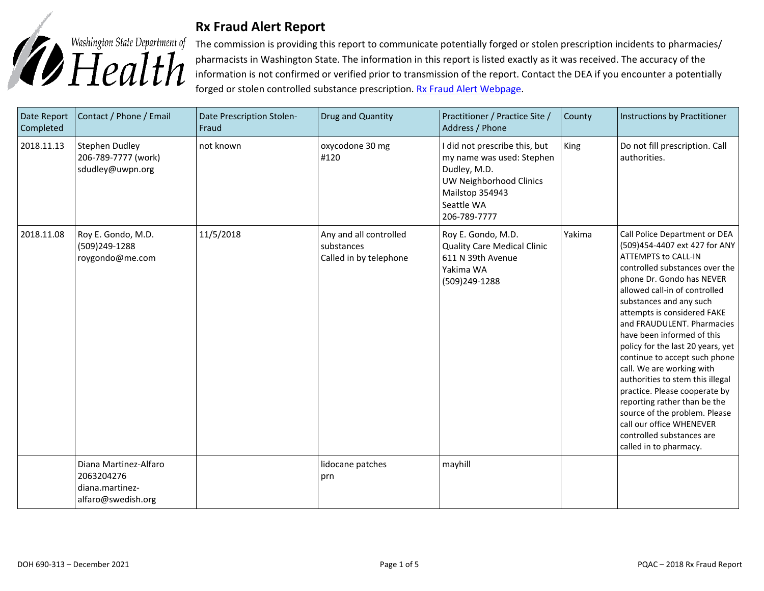# Rx Fraud Alert Report

The commission is providing this report to communicate potentially forged or stolen prescription incidents to pharmacies/ pharmacists in Washington State. The information in this report is listed exactly as it was received. The accuracy of the information is not confirmed or verified prior to transmission of the report. Contact the DEA if you encounter a potentially forged or stolen controlled substance prescription. [Rx Fraud Alert Webpage](#).

| Date Report Completed | Contact / Phone / Email | Date Prescription Stolen-Fraud | Drug and Quantity | Practitioner / Practice Site / Address / Phone | County | Instructions by Practitioner |
|---|---|---|---|---|---|---|
| 2018.11.13 | Stephen Dudley<br>206-789-7777 (work)<br>sdudley@uwpn.org | not known | oxycodone 30 mg<br>#120 | I did not prescribe this, but my name was used: Stephen Dudley, M.D.<br>UW Neighborhood Clinics<br>Mailstop 354943<br>Seattle WA<br>206-789-7777 | King | Do not fill prescription. Call authorities. |
| 2018.11.08 | Roy E. Gondo, M.D.<br>(509)249-1288<br>roygondo@me.com | 11/5/2018 | Any and all controlled substances<br>Called in by telephone | Roy E. Gondo, M.D.<br>Quality Care Medical Clinic<br>611 N 39th Avenue<br>Yakima WA<br>(509)249-1288 | Yakima | Call Police Department or DEA (509)454-4407 ext 427 for ANY ATTEMPTS to CALL-IN controlled substances over the phone Dr. Gondo has NEVER allowed call-in of controlled substances and any such attempts is considered FAKE and FRAUDULENT. Pharmacies have been informed of this policy for the last 20 years, yet continue to accept such phone call. We are working with authorities to stem this illegal practice. Please cooperate by reporting rather than be the source of the problem. Please call our office WHENEVER controlled substances are called in to pharmacy. |
| | Diana Martinez-Alfaro<br>2063204276<br>diana.martinez-alfaro@swedish.org | | lidocane patches<br>prn | mayhill | | |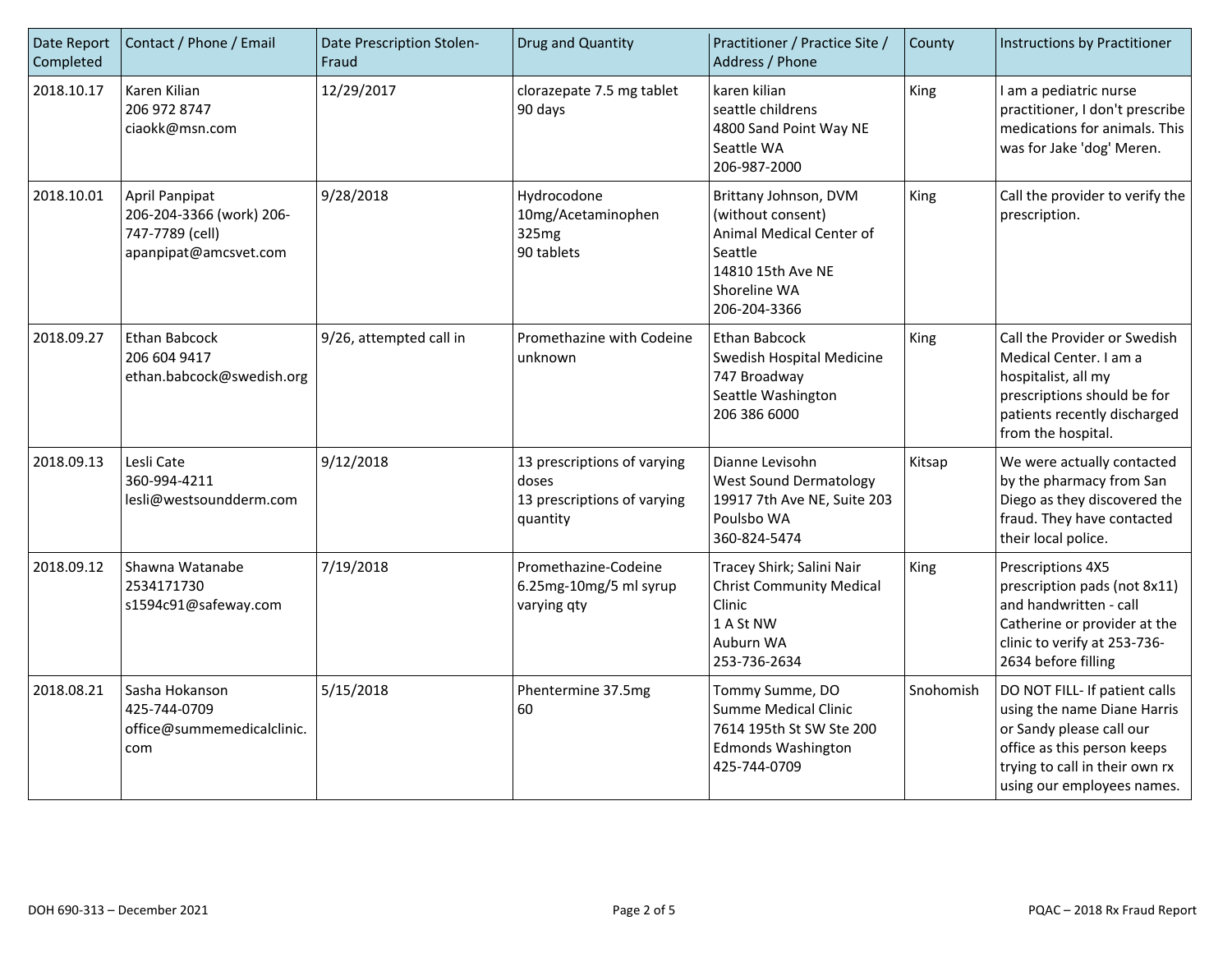| Date Report Completed | Contact / Phone / Email | Date Prescription Stolen-Fraud | Drug and Quantity | Practitioner / Practice Site / Address / Phone | County | Instructions by Practitioner |
|---|---|---|---|---|---|---|
| 2018.10.17 | Karen Kilian<br>206 972 8747<br>ciaokk@msn.com | 12/29/2017 | clorazepate 7.5 mg tablet<br>90 days | karen kilian<br>seattle childrens<br>4800 Sand Point Way NE<br>Seattle WA<br>206-987-2000 | King | I am a pediatric nurse practitioner, I don't prescribe medications for animals. This was for Jake 'dog' Meren. |
| 2018.10.01 | April Panpipat<br>206-204-3366 (work) 206-747-7789 (cell)<br>apanpipat@amcsvet.com | 9/28/2018 | Hydrocodone 10mg/Acetaminophen 325mg<br>90 tablets | Brittany Johnson, DVM (without consent)<br>Animal Medical Center of Seattle<br>14810 15th Ave NE<br>Shoreline WA<br>206-204-3366 | King | Call the provider to verify the prescription. |
| 2018.09.27 | Ethan Babcock<br>206 604 9417<br>ethan.babcock@swedish.org | 9/26, attempted call in | Promethazine with Codeine<br>unknown | Ethan Babcock<br>Swedish Hospital Medicine<br>747 Broadway<br>Seattle Washington<br>206 386 6000 | King | Call the Provider or Swedish Medical Center. I am a hospitalist, all my prescriptions should be for patients recently discharged from the hospital. |
| 2018.09.13 | Lesli Cate<br>360-994-4211<br>lesli@westsoundderm.com | 9/12/2018 | 13 prescriptions of varying doses<br>13 prescriptions of varying quantity | Dianne Levisohn<br>West Sound Dermatology<br>19917 7th Ave NE, Suite 203<br>Poulsbo WA<br>360-824-5474 | Kitsap | We were actually contacted by the pharmacy from San Diego as they discovered the fraud. They have contacted their local police. |
| 2018.09.12 | Shawna Watanabe<br>2534171730<br>s1594c91@safeway.com | 7/19/2018 | Promethazine-Codeine 6.25mg-10mg/5 ml syrup<br>varying qty | Tracey Shirk; Salini Nair<br>Christ Community Medical Clinic<br>1 A St NW<br>Auburn WA<br>253-736-2634 | King | Prescriptions 4X5 prescription pads (not 8x11) and handwritten - call Catherine or provider at the clinic to verify at 253-736-2634 before filling |
| 2018.08.21 | Sasha Hokanson<br>425-744-0709<br>office@summemedicalclinic.com | 5/15/2018 | Phentermine 37.5mg<br>60 | Tommy Summe, DO<br>Summe Medical Clinic<br>7614 195th St SW Ste 200<br>Edmonds Washington<br>425-744-0709 | Snohomish | DO NOT FILL- If patient calls using the name Diane Harris or Sandy please call our office as this person keeps trying to call in their own rx using our employees names. |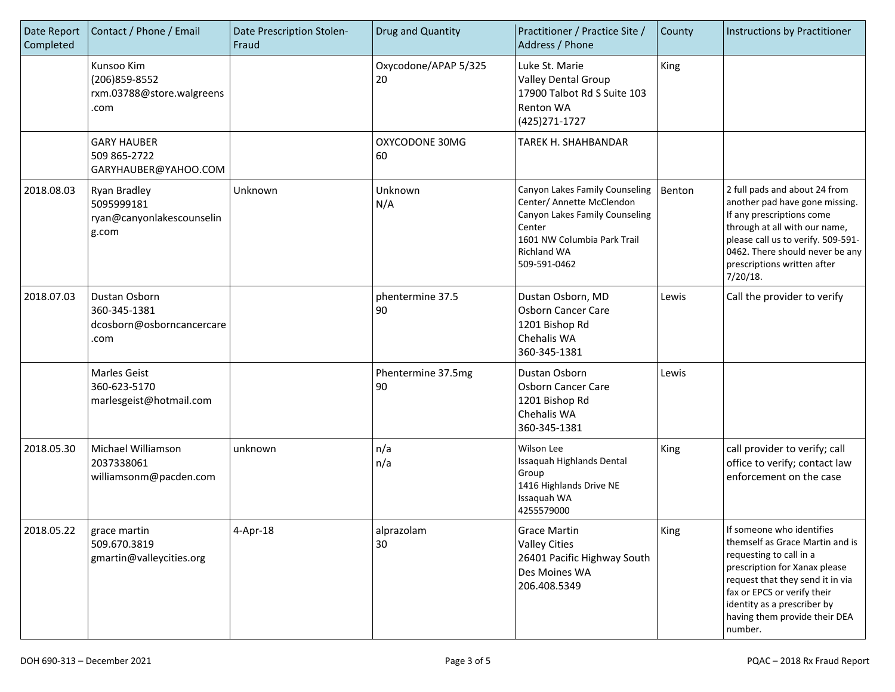| Date Report Completed | Contact / Phone / Email | Date Prescription Stolen-Fraud | Drug and Quantity | Practitioner / Practice Site / Address / Phone | County | Instructions by Practitioner |
|---|---|---|---|---|---|---|
| | Kunsoo Kim (206)859-8552 rxm.03788@store.walgreens.com | | Oxycodone/APAP 5/325 20 | Luke St. Marie Valley Dental Group 17900 Talbot Rd S Suite 103 Renton WA (425)271-1727 | King | |
| | GARY HAUBER 509 865-2722 GARYHAUBER@YAHOO.COM | | OXYCODONE 30MG 60 | TAREK H. SHAHBANDAR | | |
| 2018.08.03 | Ryan Bradley 5095999181 ryan@canyonlakescounseling.com | Unknown | Unknown N/A | Canyon Lakes Family Counseling Center/ Annette McClendon Canyon Lakes Family Counseling Center 1601 NW Columbia Park Trail Richland WA 509-591-0462 | Benton | 2 full pads and about 24 from another pad have gone missing. If any prescriptions come through at all with our name, please call us to verify. 509-591-0462. There should never be any prescriptions written after 7/20/18. |
| 2018.07.03 | Dustan Osborn 360-345-1381 dcosborn@osborncancercare.com | | phentermine 37.5 90 | Dustan Osborn, MD Osborn Cancer Care 1201 Bishop Rd Chehalis WA 360-345-1381 | Lewis | Call the provider to verify |
| | Marles Geist 360-623-5170 marlesgeist@hotmail.com | | Phentermine 37.5mg 90 | Dustan Osborn Osborn Cancer Care 1201 Bishop Rd Chehalis WA 360-345-1381 | Lewis | |
| 2018.05.30 | Michael Williamson 2037338061 williamsonm@pacden.com | unknown | n/a n/a | Wilson Lee Issaquah Highlands Dental Group 1416 Highlands Drive NE Issaquah WA 4255579000 | King | call provider to verify; call office to verify; contact law enforcement on the case |
| 2018.05.22 | grace martin 509.670.3819 gmartin@valleycities.org | 4-Apr-18 | alprazolam 30 | Grace Martin Valley Cities 26401 Pacific Highway South Des Moines WA 206.408.5349 | King | If someone who identifies themself as Grace Martin and is requesting to call in a prescription for Xanax please request that they send it in via fax or EPCS or verify their identity as a prescriber by having them provide their DEA number. |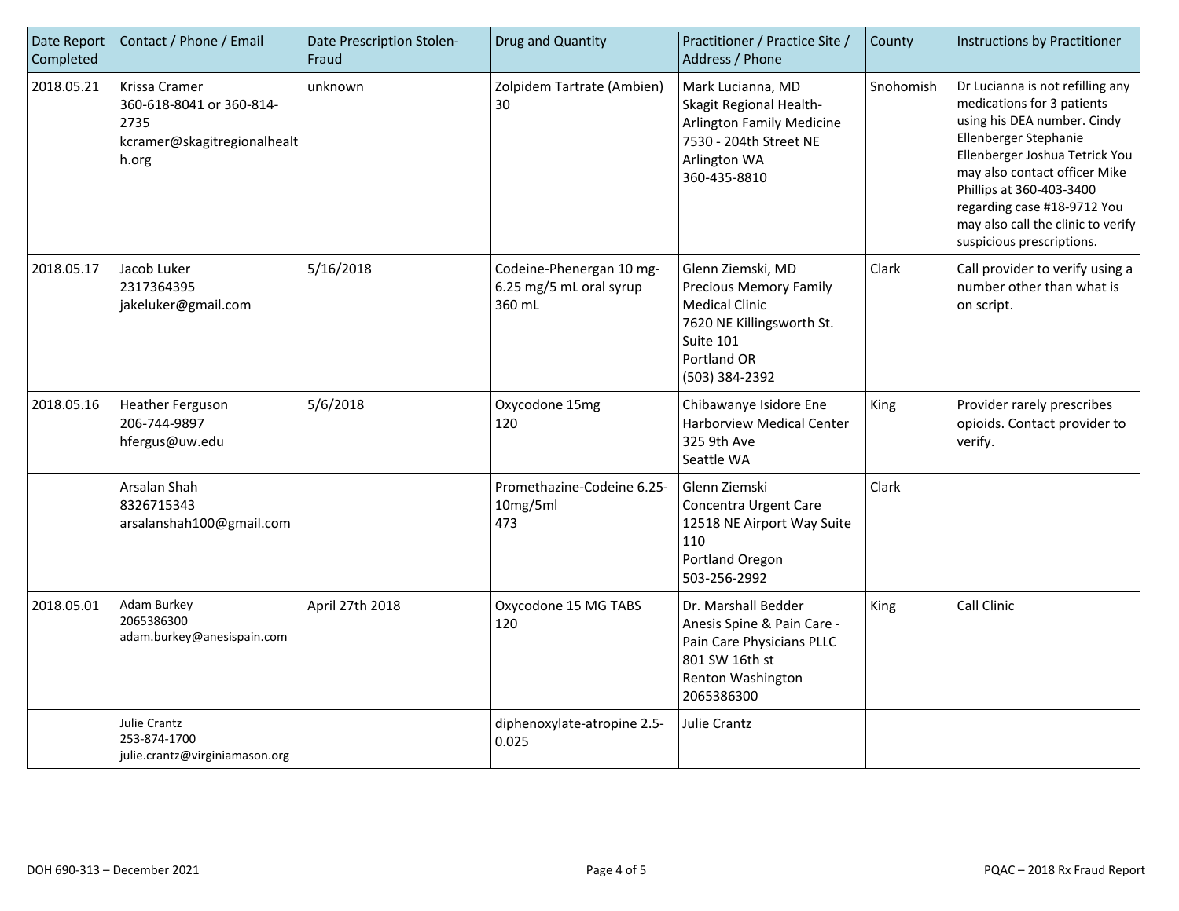| Date Report Completed | Contact / Phone / Email | Date Prescription Stolen-Fraud | Drug and Quantity | Practitioner / Practice Site / Address / Phone | County | Instructions by Practitioner |
|---|---|---|---|---|---|---|
| 2018.05.21 | Krissa Cramer<br>360-618-8041 or 360-814-2735<br>kcramer@skagitregionalhealth.org | unknown | Zolpidem Tartrate (Ambien)<br>30 | Mark Lucianna, MD<br>Skagit Regional Health-Arlington Family Medicine<br>7530 - 204th Street NE<br>Arlington WA<br>360-435-8810 | Snohomish | Dr Lucianna is not refilling any medications for 3 patients using his DEA number. Cindy Ellenberger Stephanie Ellenberger Joshua Tetrick You may also contact officer Mike Phillips at 360-403-3400 regarding case #18-9712 You may also call the clinic to verify suspicious prescriptions. |
| 2018.05.17 | Jacob Luker<br>2317364395<br>jakeluker@gmail.com | 5/16/2018 | Codeine-Phenergan 10 mg-6.25 mg/5 mL oral syrup<br>360 mL | Glenn Ziemski, MD<br>Precious Memory Family Medical Clinic<br>7620 NE Killingsworth St. Suite 101<br>Portland OR<br>(503) 384-2392 | Clark | Call provider to verify using a number other than what is on script. |
| 2018.05.16 | Heather Ferguson<br>206-744-9897<br>hfergus@uw.edu | 5/6/2018 | Oxycodone 15mg<br>120 | Chibawanye Isidore Ene<br>Harborview Medical Center<br>325 9th Ave<br>Seattle WA | King | Provider rarely prescribes opioids. Contact provider to verify. |
| | Arsalan Shah<br>8326715343<br>arsalanshah100@gmail.com | | Promethazine-Codeine 6.25-10mg/5ml<br>473 | Glenn Ziemski<br>Concentra Urgent Care<br>12518 NE Airport Way Suite 110<br>Portland Oregon<br>503-256-2992 | Clark | |
| 2018.05.01 | Adam Burkey<br>2065386300<br>adam.burkey@anesispain.com | April 27th 2018 | Oxycodone 15 MG TABS<br>120 | Dr. Marshall Bedder<br>Anesis Spine & Pain Care - Pain Care Physicians PLLC<br>801 SW 16th st<br>Renton Washington<br>2065386300 | King | Call Clinic |
| | Julie Crantz<br>253-874-1700<br>julie.crantz@virginiamason.org | | diphenoxylate-atropine 2.5-0.025 | Julie Crantz | | |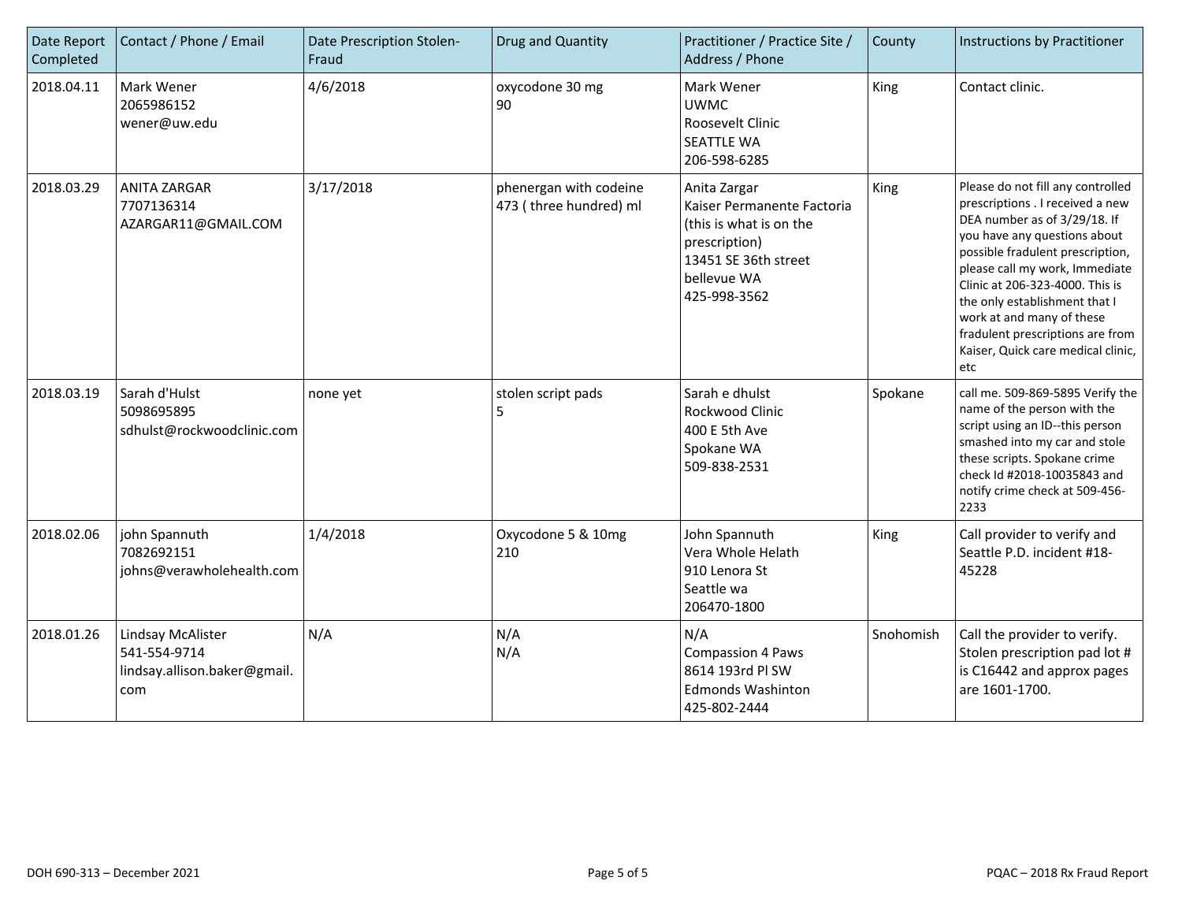| Date Report Completed | Contact / Phone / Email | Date Prescription Stolen-Fraud | Drug and Quantity | Practitioner / Practice Site / Address / Phone | County | Instructions by Practitioner |
|---|---|---|---|---|---|---|
| 2018.04.11 | Mark Wener<br>2065986152<br>wener@uw.edu | 4/6/2018 | oxycodone 30 mg<br>90 | Mark Wener<br>UWMC<br>Roosevelt Clinic<br>SEATTLE WA<br>206-598-6285 | King | Contact clinic. |
| 2018.03.29 | ANITA ZARGAR<br>7707136314<br>AZARGAR11@GMAIL.COM | 3/17/2018 | phenergan with codeine<br>473 ( three hundred) ml | Anita Zargar<br>Kaiser Permanente Factoria (this is what is on the prescription)<br>13451 SE 36th street<br>bellevue WA<br>425-998-3562 | King | Please do not fill any controlled prescriptions . I received a new DEA number as of 3/29/18. If you have any questions about possible fradulent prescription, please call my work, Immediate Clinic at 206-323-4000. This is the only establishment that I work at and many of these fradulent prescriptions are from Kaiser, Quick care medical clinic, etc |
| 2018.03.19 | Sarah d'Hulst<br>5098695895<br>sdhulst@rockwoodclinic.com | none yet | stolen script pads<br>5 | Sarah e dhulst<br>Rockwood Clinic<br>400 E 5th Ave<br>Spokane WA<br>509-838-2531 | Spokane | call me. 509-869-5895 Verify the name of the person with the script using an ID--this person smashed into my car and stole these scripts. Spokane crime check Id #2018-10035843 and notify crime check at 509-456-2233 |
| 2018.02.06 | john Spannuth<br>7082692151<br>johns@verawholehealth.com | 1/4/2018 | Oxycodone 5 & 10mg<br>210 | John Spannuth<br>Vera Whole Helath<br>910 Lenora St<br>Seattle wa<br>206470-1800 | King | Call provider to verify and Seattle P.D. incident #18-45228 |
| 2018.01.26 | Lindsay McAlister<br>541-554-9714<br>lindsay.allison.baker@gmail.com | N/A | N/A<br>N/A | N/A<br>Compassion 4 Paws<br>8614 193rd Pl SW<br>Edmonds Washinton<br>425-802-2444 | Snohomish | Call the provider to verify. Stolen prescription pad lot # is C16442 and approx pages are 1601-1700. |